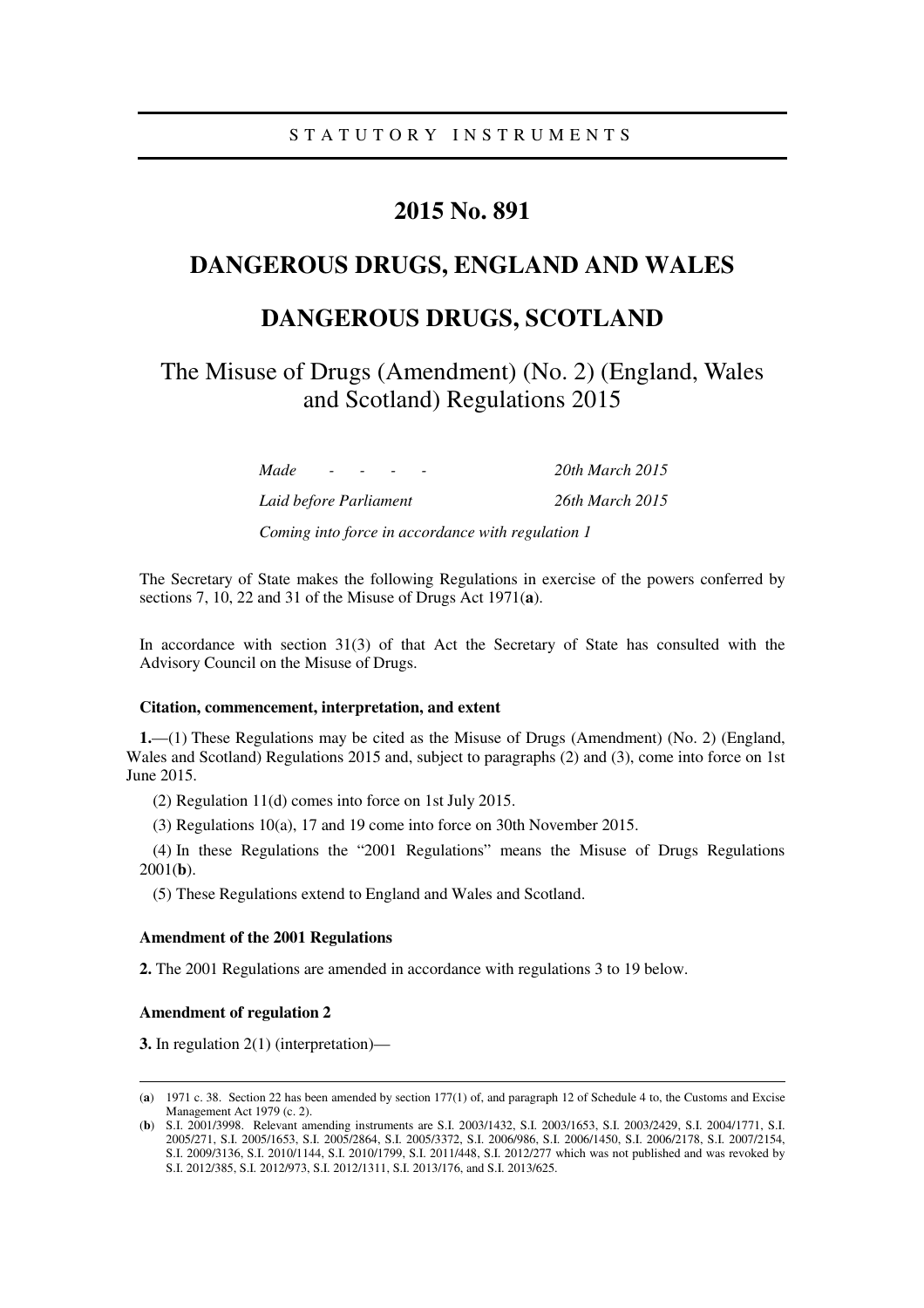STATUTORY INSTRUMENTS

# 2015 No. 891

# DANGEROUS DRUGS, ENGLAND AND WALES

# DANGEROUS DRUGS, SCOTLAND

## The Misuse of Drugs (Amendment) (No. 2) (England, Wales and Scotland) Regulations 2015

| | |
|---|---|
| *Made - - - -* | *20th March 2015* |
| *Laid before Parliament* | *26th March 2015* |
| *Coming into force in accordance with regulation 1* | |

The Secretary of State makes the following Regulations in exercise of the powers conferred by sections 7, 10, 22 and 31 of the Misuse of Drugs Act 1971(**a**).

In accordance with section 31(3) of that Act the Secretary of State has consulted with the Advisory Council on the Misuse of Drugs.

**Citation, commencement, interpretation, and extent**

**1.**—(1) These Regulations may be cited as the Misuse of Drugs (Amendment) (No. 2) (England, Wales and Scotland) Regulations 2015 and, subject to paragraphs (2) and (3), come into force on 1st June 2015.

(2) Regulation 11(d) comes into force on 1st July 2015.

(3) Regulations 10(a), 17 and 19 come into force on 30th November 2015.

(4) In these Regulations the "2001 Regulations" means the Misuse of Drugs Regulations 2001(**b**).

(5) These Regulations extend to England and Wales and Scotland.

**Amendment of the 2001 Regulations**

**2.** The 2001 Regulations are amended in accordance with regulations 3 to 19 below.

**Amendment of regulation 2**

**3.** In regulation 2(1) (interpretation)—

---

(**a**) 1971 c. 38. Section 22 has been amended by section 177(1) of, and paragraph 12 of Schedule 4 to, the Customs and Excise Management Act 1979 (c. 2).

(**b**) S.I. 2001/3998. Relevant amending instruments are S.I. 2003/1432, S.I. 2003/1653, S.I. 2003/2429, S.I. 2004/1771, S.I. 2005/271, S.I. 2005/1653, S.I. 2005/2864, S.I. 2005/3372, S.I. 2006/986, S.I. 2006/1450, S.I. 2006/2178, S.I. 2007/2154, S.I. 2009/3136, S.I. 2010/1144, S.I. 2010/1799, S.I. 2011/448, S.I. 2012/277 which was not published and was revoked by S.I. 2012/385, S.I. 2012/973, S.I. 2012/1311, S.I. 2013/176, and S.I. 2013/625.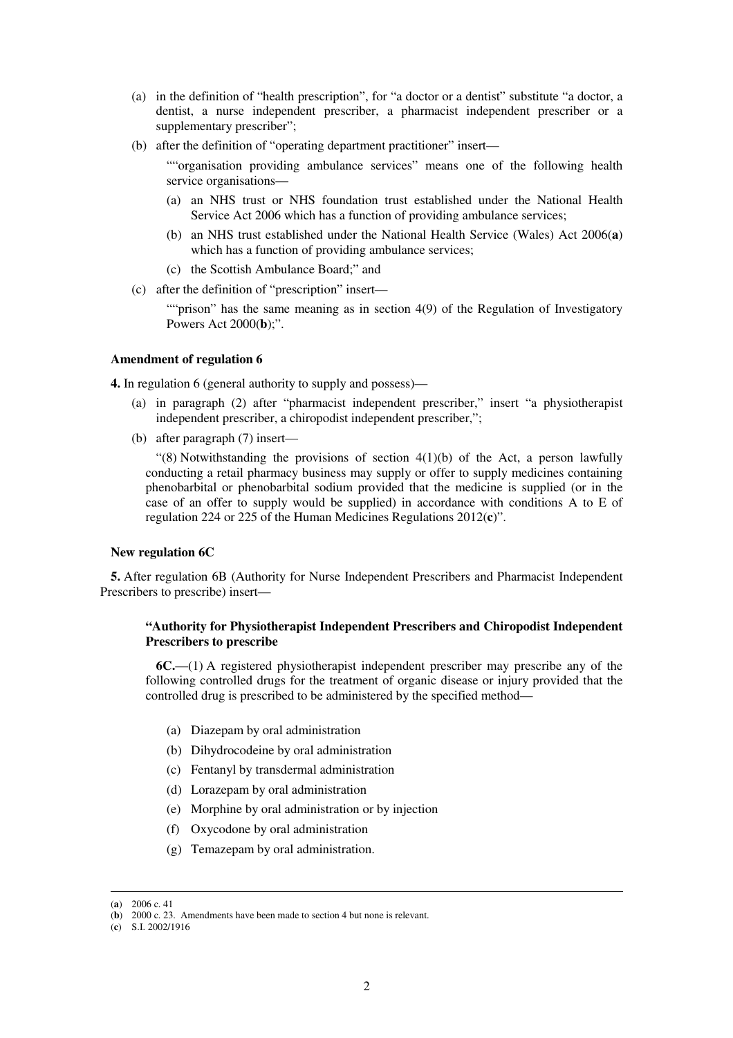(a) in the definition of "health prescription", for "a doctor or a dentist" substitute "a doctor, a dentist, a nurse independent prescriber, a pharmacist independent prescriber or a supplementary prescriber";

(b) after the definition of "operating department practitioner" insert—

""organisation providing ambulance services" means one of the following health service organisations—

(a) an NHS trust or NHS foundation trust established under the National Health Service Act 2006 which has a function of providing ambulance services;

(b) an NHS trust established under the National Health Service (Wales) Act 2006(**a**) which has a function of providing ambulance services;

(c) the Scottish Ambulance Board;" and

(c) after the definition of "prescription" insert—

""prison" has the same meaning as in section 4(9) of the Regulation of Investigatory Powers Act 2000(**b**);".

**Amendment of regulation 6**

**4.** In regulation 6 (general authority to supply and possess)—

(a) in paragraph (2) after "pharmacist independent prescriber," insert "a physiotherapist independent prescriber, a chiropodist independent prescriber,";

(b) after paragraph (7) insert—

"(8) Notwithstanding the provisions of section 4(1)(b) of the Act, a person lawfully conducting a retail pharmacy business may supply or offer to supply medicines containing phenobarbital or phenobarbital sodium provided that the medicine is supplied (or in the case of an offer to supply would be supplied) in accordance with conditions A to E of regulation 224 or 225 of the Human Medicines Regulations 2012(**c**)".

**New regulation 6C**

**5.** After regulation 6B (Authority for Nurse Independent Prescribers and Pharmacist Independent Prescribers to prescribe) insert—

**"Authority for Physiotherapist Independent Prescribers and Chiropodist Independent Prescribers to prescribe**

**6C.**—(1) A registered physiotherapist independent prescriber may prescribe any of the following controlled drugs for the treatment of organic disease or injury provided that the controlled drug is prescribed to be administered by the specified method—

(a) Diazepam by oral administration

(b) Dihydrocodeine by oral administration

(c) Fentanyl by transdermal administration

(d) Lorazepam by oral administration

(e) Morphine by oral administration or by injection

(f) Oxycodone by oral administration

(g) Temazepam by oral administration.

---

(**a**) 2006 c. 41

(**b**) 2000 c. 23. Amendments have been made to section 4 but none is relevant.

(**c**) S.I. 2002/1916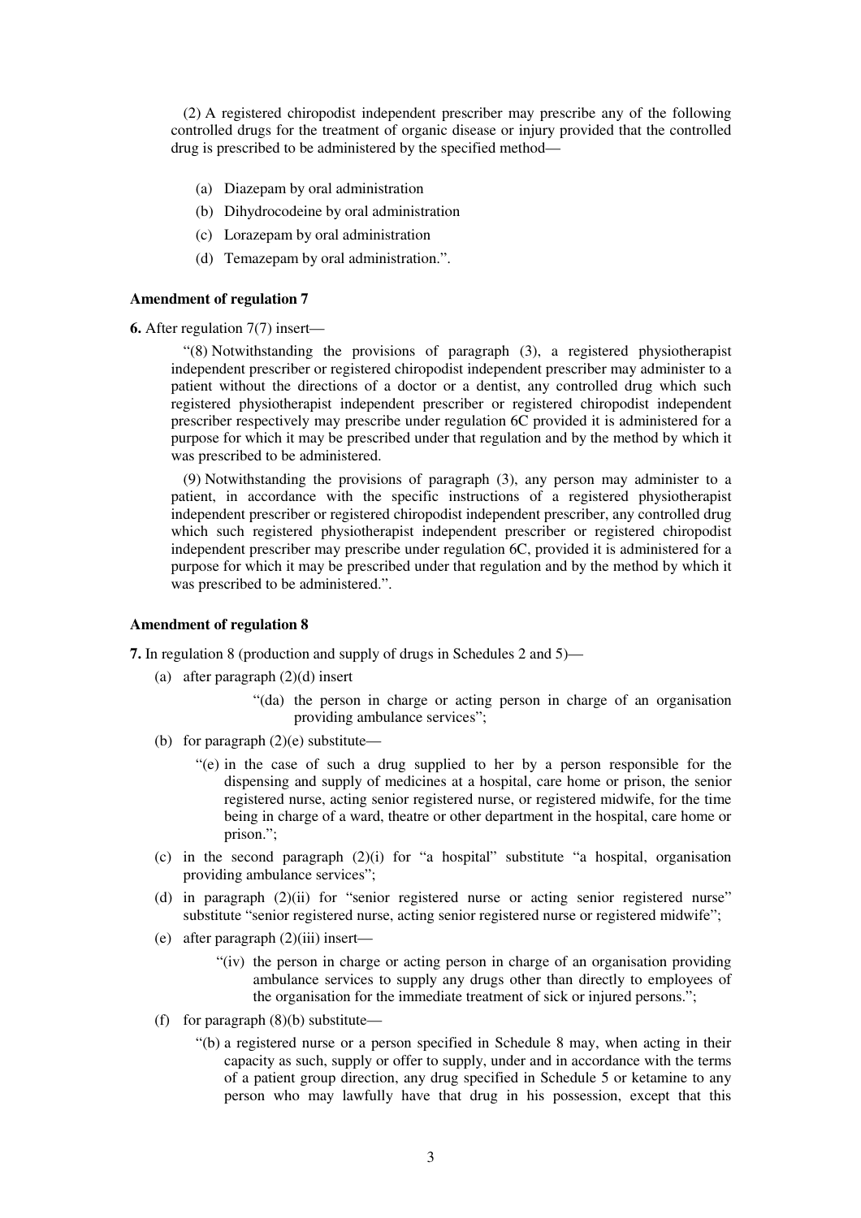(2) A registered chiropodist independent prescriber may prescribe any of the following controlled drugs for the treatment of organic disease or injury provided that the controlled drug is prescribed to be administered by the specified method—

(a) Diazepam by oral administration

(b) Dihydrocodeine by oral administration

(c) Lorazepam by oral administration

(d) Temazepam by oral administration.".

**Amendment of regulation 7**

**6.** After regulation 7(7) insert—

"(8) Notwithstanding the provisions of paragraph (3), a registered physiotherapist independent prescriber or registered chiropodist independent prescriber may administer to a patient without the directions of a doctor or a dentist, any controlled drug which such registered physiotherapist independent prescriber or registered chiropodist independent prescriber respectively may prescribe under regulation 6C provided it is administered for a purpose for which it may be prescribed under that regulation and by the method by which it was prescribed to be administered.

(9) Notwithstanding the provisions of paragraph (3), any person may administer to a patient, in accordance with the specific instructions of a registered physiotherapist independent prescriber or registered chiropodist independent prescriber, any controlled drug which such registered physiotherapist independent prescriber or registered chiropodist independent prescriber may prescribe under regulation 6C, provided it is administered for a purpose for which it may be prescribed under that regulation and by the method by which it was prescribed to be administered.".

**Amendment of regulation 8**

**7.** In regulation 8 (production and supply of drugs in Schedules 2 and 5)—

(a) after paragraph (2)(d) insert

"(da) the person in charge or acting person in charge of an organisation providing ambulance services";

(b) for paragraph (2)(e) substitute—

"(e) in the case of such a drug supplied to her by a person responsible for the dispensing and supply of medicines at a hospital, care home or prison, the senior registered nurse, acting senior registered nurse, or registered midwife, for the time being in charge of a ward, theatre or other department in the hospital, care home or prison.";

(c) in the second paragraph (2)(i) for "a hospital" substitute "a hospital, organisation providing ambulance services";

(d) in paragraph (2)(ii) for "senior registered nurse or acting senior registered nurse" substitute "senior registered nurse, acting senior registered nurse or registered midwife";

(e) after paragraph (2)(iii) insert—

"(iv) the person in charge or acting person in charge of an organisation providing ambulance services to supply any drugs other than directly to employees of the organisation for the immediate treatment of sick or injured persons.";

(f) for paragraph (8)(b) substitute—

"(b) a registered nurse or a person specified in Schedule 8 may, when acting in their capacity as such, supply or offer to supply, under and in accordance with the terms of a patient group direction, any drug specified in Schedule 5 or ketamine to any person who may lawfully have that drug in his possession, except that this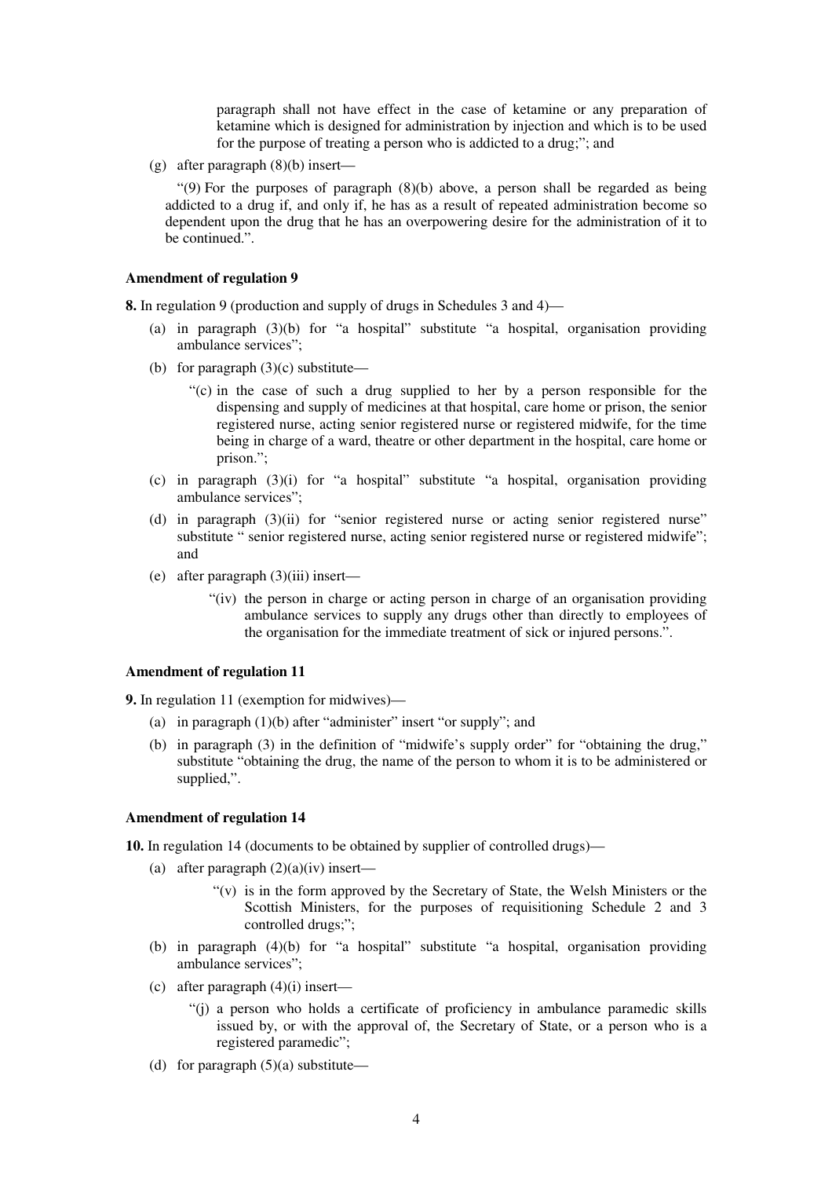paragraph shall not have effect in the case of ketamine or any preparation of ketamine which is designed for administration by injection and which is to be used for the purpose of treating a person who is addicted to a drug;"; and

(g) after paragraph (8)(b) insert—

"(9) For the purposes of paragraph (8)(b) above, a person shall be regarded as being addicted to a drug if, and only if, he has as a result of repeated administration become so dependent upon the drug that he has an overpowering desire for the administration of it to be continued.".

**Amendment of regulation 9**

**8.** In regulation 9 (production and supply of drugs in Schedules 3 and 4)—

(a) in paragraph (3)(b) for "a hospital" substitute "a hospital, organisation providing ambulance services";

(b) for paragraph (3)(c) substitute—

"(c) in the case of such a drug supplied to her by a person responsible for the dispensing and supply of medicines at that hospital, care home or prison, the senior registered nurse, acting senior registered nurse or registered midwife, for the time being in charge of a ward, theatre or other department in the hospital, care home or prison.";

(c) in paragraph (3)(i) for "a hospital" substitute "a hospital, organisation providing ambulance services";

(d) in paragraph (3)(ii) for "senior registered nurse or acting senior registered nurse" substitute " senior registered nurse, acting senior registered nurse or registered midwife"; and

(e) after paragraph (3)(iii) insert—

"(iv) the person in charge or acting person in charge of an organisation providing ambulance services to supply any drugs other than directly to employees of the organisation for the immediate treatment of sick or injured persons.".

**Amendment of regulation 11**

**9.** In regulation 11 (exemption for midwives)—

(a) in paragraph (1)(b) after "administer" insert "or supply"; and

(b) in paragraph (3) in the definition of "midwife's supply order" for "obtaining the drug," substitute "obtaining the drug, the name of the person to whom it is to be administered or supplied,".

**Amendment of regulation 14**

**10.** In regulation 14 (documents to be obtained by supplier of controlled drugs)—

(a) after paragraph (2)(a)(iv) insert—

"(v) is in the form approved by the Secretary of State, the Welsh Ministers or the Scottish Ministers, for the purposes of requisitioning Schedule 2 and 3 controlled drugs;";

(b) in paragraph (4)(b) for "a hospital" substitute "a hospital, organisation providing ambulance services";

(c) after paragraph (4)(i) insert—

"(j) a person who holds a certificate of proficiency in ambulance paramedic skills issued by, or with the approval of, the Secretary of State, or a person who is a registered paramedic";

(d) for paragraph (5)(a) substitute—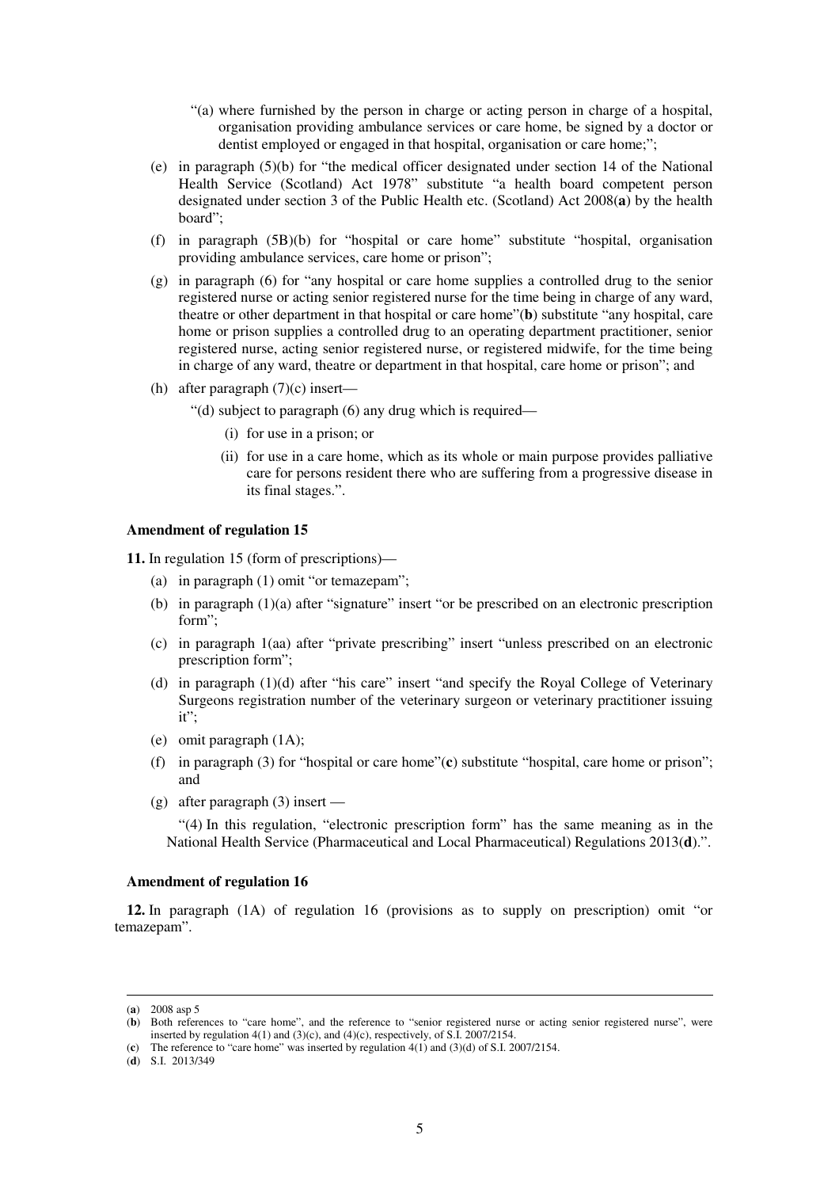"(a) where furnished by the person in charge or acting person in charge of a hospital, organisation providing ambulance services or care home, be signed by a doctor or dentist employed or engaged in that hospital, organisation or care home;";

(e) in paragraph (5)(b) for "the medical officer designated under section 14 of the National Health Service (Scotland) Act 1978" substitute "a health board competent person designated under section 3 of the Public Health etc. (Scotland) Act 2008(**a**) by the health board";

(f) in paragraph (5B)(b) for "hospital or care home" substitute "hospital, organisation providing ambulance services, care home or prison";

(g) in paragraph (6) for "any hospital or care home supplies a controlled drug to the senior registered nurse or acting senior registered nurse for the time being in charge of any ward, theatre or other department in that hospital or care home"(**b**) substitute "any hospital, care home or prison supplies a controlled drug to an operating department practitioner, senior registered nurse, acting senior registered nurse, or registered midwife, for the time being in charge of any ward, theatre or department in that hospital, care home or prison"; and

(h) after paragraph (7)(c) insert—

"(d) subject to paragraph (6) any drug which is required—

(i) for use in a prison; or

(ii) for use in a care home, which as its whole or main purpose provides palliative care for persons resident there who are suffering from a progressive disease in its final stages.".

**Amendment of regulation 15**

**11.** In regulation 15 (form of prescriptions)—

(a) in paragraph (1) omit "or temazepam";

(b) in paragraph (1)(a) after "signature" insert "or be prescribed on an electronic prescription form";

(c) in paragraph 1(aa) after "private prescribing" insert "unless prescribed on an electronic prescription form";

(d) in paragraph (1)(d) after "his care" insert "and specify the Royal College of Veterinary Surgeons registration number of the veterinary surgeon or veterinary practitioner issuing it";

(e) omit paragraph (1A);

(f) in paragraph (3) for "hospital or care home"(**c**) substitute "hospital, care home or prison"; and

(g) after paragraph (3) insert —

"(4) In this regulation, "electronic prescription form" has the same meaning as in the National Health Service (Pharmaceutical and Local Pharmaceutical) Regulations 2013(**d**).".

**Amendment of regulation 16**

**12.** In paragraph (1A) of regulation 16 (provisions as to supply on prescription) omit "or temazepam".

---

(**a**) 2008 asp 5

(**b**) Both references to "care home", and the reference to "senior registered nurse or acting senior registered nurse", were inserted by regulation 4(1) and (3)(c), and (4)(c), respectively, of S.I. 2007/2154.

(**c**) The reference to "care home" was inserted by regulation 4(1) and (3)(d) of S.I. 2007/2154.

(**d**) S.I. 2013/349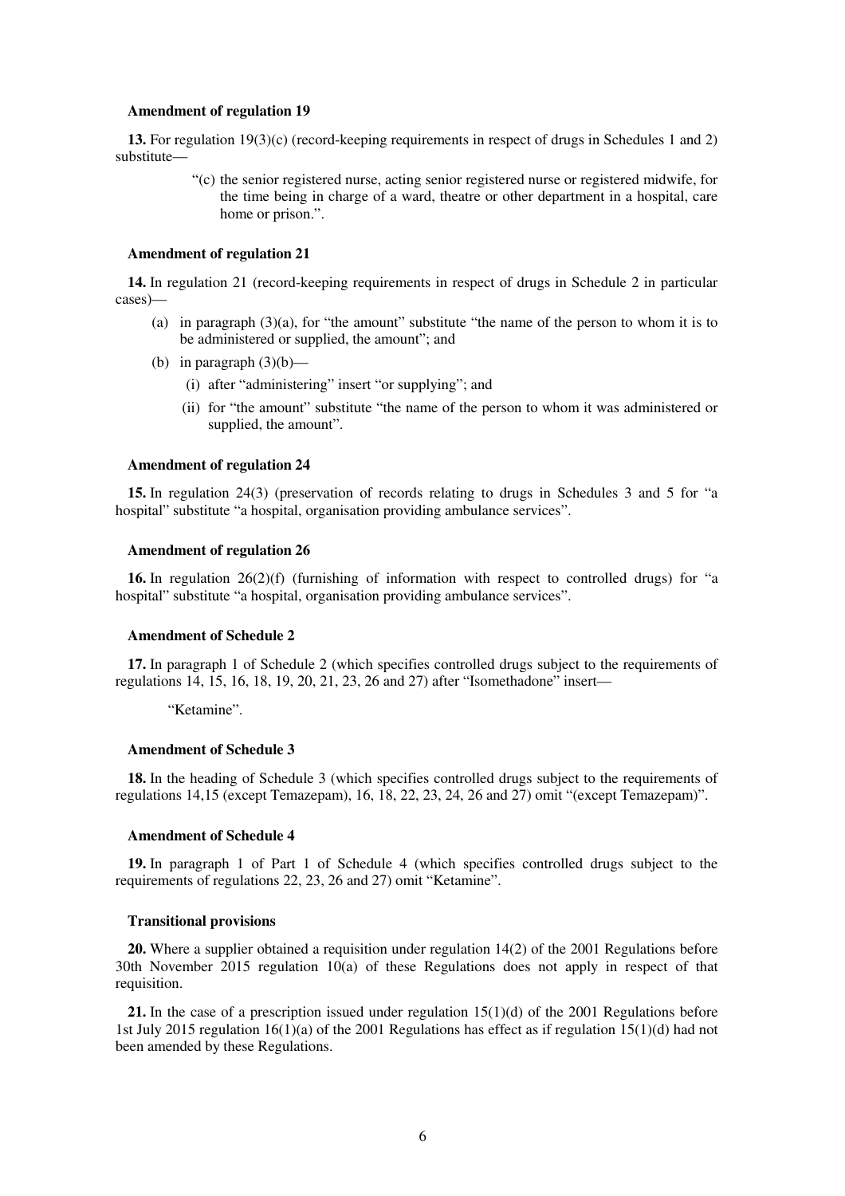**Amendment of regulation 19**

**13.** For regulation 19(3)(c) (record-keeping requirements in respect of drugs in Schedules 1 and 2) substitute—

> "(c) the senior registered nurse, acting senior registered nurse or registered midwife, for the time being in charge of a ward, theatre or other department in a hospital, care home or prison.".

**Amendment of regulation 21**

**14.** In regulation 21 (record-keeping requirements in respect of drugs in Schedule 2 in particular cases)—

(a) in paragraph (3)(a), for "the amount" substitute "the name of the person to whom it is to be administered or supplied, the amount"; and

(b) in paragraph (3)(b)—

(i) after "administering" insert "or supplying"; and

(ii) for "the amount" substitute "the name of the person to whom it was administered or supplied, the amount".

**Amendment of regulation 24**

**15.** In regulation 24(3) (preservation of records relating to drugs in Schedules 3 and 5 for "a hospital" substitute "a hospital, organisation providing ambulance services".

**Amendment of regulation 26**

**16.** In regulation 26(2)(f) (furnishing of information with respect to controlled drugs) for "a hospital" substitute "a hospital, organisation providing ambulance services".

**Amendment of Schedule 2**

**17.** In paragraph 1 of Schedule 2 (which specifies controlled drugs subject to the requirements of regulations 14, 15, 16, 18, 19, 20, 21, 23, 26 and 27) after "Isomethadone" insert—

> "Ketamine".

**Amendment of Schedule 3**

**18.** In the heading of Schedule 3 (which specifies controlled drugs subject to the requirements of regulations 14,15 (except Temazepam), 16, 18, 22, 23, 24, 26 and 27) omit "(except Temazepam)".

**Amendment of Schedule 4**

**19.** In paragraph 1 of Part 1 of Schedule 4 (which specifies controlled drugs subject to the requirements of regulations 22, 23, 26 and 27) omit "Ketamine".

**Transitional provisions**

**20.** Where a supplier obtained a requisition under regulation 14(2) of the 2001 Regulations before 30th November 2015 regulation 10(a) of these Regulations does not apply in respect of that requisition.

**21.** In the case of a prescription issued under regulation 15(1)(d) of the 2001 Regulations before 1st July 2015 regulation 16(1)(a) of the 2001 Regulations has effect as if regulation 15(1)(d) had not been amended by these Regulations.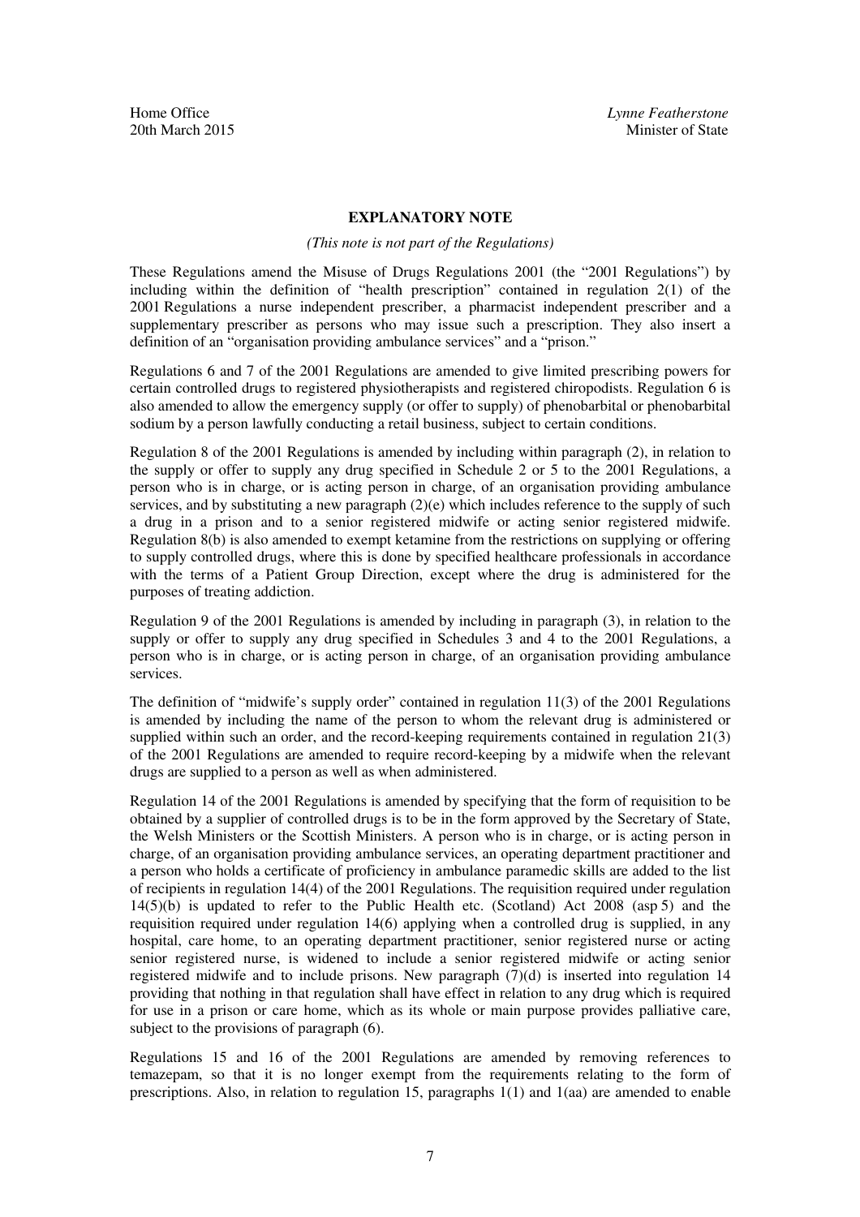Home Office
20th March 2015

*Lynne Featherstone*
Minister of State

## EXPLANATORY NOTE

*(This note is not part of the Regulations)*

These Regulations amend the Misuse of Drugs Regulations 2001 (the "2001 Regulations") by including within the definition of "health prescription" contained in regulation 2(1) of the 2001 Regulations a nurse independent prescriber, a pharmacist independent prescriber and a supplementary prescriber as persons who may issue such a prescription. They also insert a definition of an "organisation providing ambulance services" and a "prison."

Regulations 6 and 7 of the 2001 Regulations are amended to give limited prescribing powers for certain controlled drugs to registered physiotherapists and registered chiropodists. Regulation 6 is also amended to allow the emergency supply (or offer to supply) of phenobarbital or phenobarbital sodium by a person lawfully conducting a retail business, subject to certain conditions.

Regulation 8 of the 2001 Regulations is amended by including within paragraph (2), in relation to the supply or offer to supply any drug specified in Schedule 2 or 5 to the 2001 Regulations, a person who is in charge, or is acting person in charge, of an organisation providing ambulance services, and by substituting a new paragraph (2)(e) which includes reference to the supply of such a drug in a prison and to a senior registered midwife or acting senior registered midwife. Regulation 8(b) is also amended to exempt ketamine from the restrictions on supplying or offering to supply controlled drugs, where this is done by specified healthcare professionals in accordance with the terms of a Patient Group Direction, except where the drug is administered for the purposes of treating addiction.

Regulation 9 of the 2001 Regulations is amended by including in paragraph (3), in relation to the supply or offer to supply any drug specified in Schedules 3 and 4 to the 2001 Regulations, a person who is in charge, or is acting person in charge, of an organisation providing ambulance services.

The definition of "midwife's supply order" contained in regulation 11(3) of the 2001 Regulations is amended by including the name of the person to whom the relevant drug is administered or supplied within such an order, and the record-keeping requirements contained in regulation 21(3) of the 2001 Regulations are amended to require record-keeping by a midwife when the relevant drugs are supplied to a person as well as when administered.

Regulation 14 of the 2001 Regulations is amended by specifying that the form of requisition to be obtained by a supplier of controlled drugs is to be in the form approved by the Secretary of State, the Welsh Ministers or the Scottish Ministers. A person who is in charge, or is acting person in charge, of an organisation providing ambulance services, an operating department practitioner and a person who holds a certificate of proficiency in ambulance paramedic skills are added to the list of recipients in regulation 14(4) of the 2001 Regulations. The requisition required under regulation 14(5)(b) is updated to refer to the Public Health etc. (Scotland) Act 2008 (asp 5) and the requisition required under regulation 14(6) applying when a controlled drug is supplied, in any hospital, care home, to an operating department practitioner, senior registered nurse or acting senior registered nurse, is widened to include a senior registered midwife or acting senior registered midwife and to include prisons. New paragraph (7)(d) is inserted into regulation 14 providing that nothing in that regulation shall have effect in relation to any drug which is required for use in a prison or care home, which as its whole or main purpose provides palliative care, subject to the provisions of paragraph (6).

Regulations 15 and 16 of the 2001 Regulations are amended by removing references to temazepam, so that it is no longer exempt from the requirements relating to the form of prescriptions. Also, in relation to regulation 15, paragraphs 1(1) and 1(aa) are amended to enable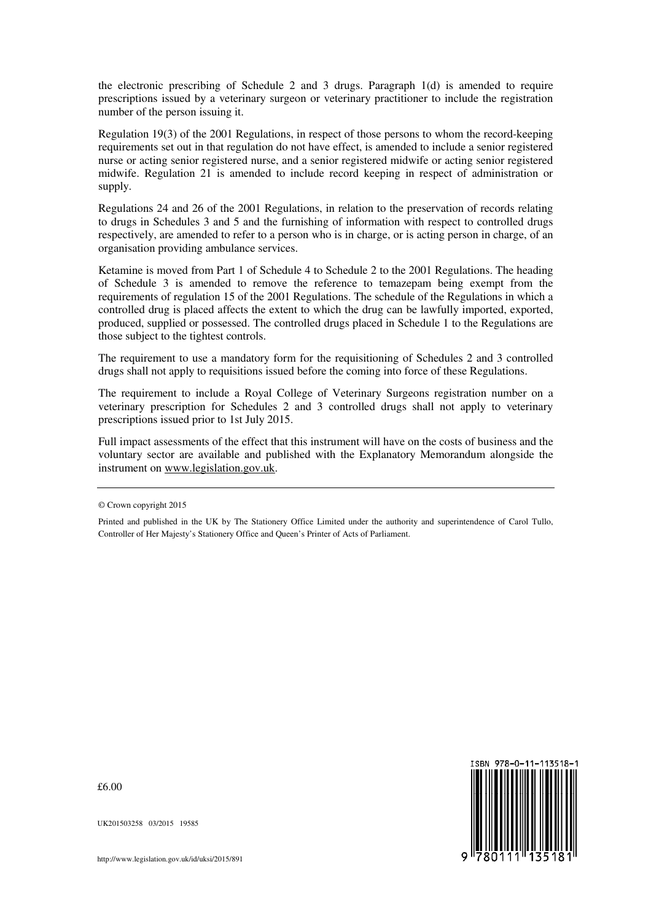the electronic prescribing of Schedule 2 and 3 drugs. Paragraph 1(d) is amended to require prescriptions issued by a veterinary surgeon or veterinary practitioner to include the registration number of the person issuing it.

Regulation 19(3) of the 2001 Regulations, in respect of those persons to whom the record-keeping requirements set out in that regulation do not have effect, is amended to include a senior registered nurse or acting senior registered nurse, and a senior registered midwife or acting senior registered midwife. Regulation 21 is amended to include record keeping in respect of administration or supply.

Regulations 24 and 26 of the 2001 Regulations, in relation to the preservation of records relating to drugs in Schedules 3 and 5 and the furnishing of information with respect to controlled drugs respectively, are amended to refer to a person who is in charge, or is acting person in charge, of an organisation providing ambulance services.

Ketamine is moved from Part 1 of Schedule 4 to Schedule 2 to the 2001 Regulations. The heading of Schedule 3 is amended to remove the reference to temazepam being exempt from the requirements of regulation 15 of the 2001 Regulations. The schedule of the Regulations in which a controlled drug is placed affects the extent to which the drug can be lawfully imported, exported, produced, supplied or possessed. The controlled drugs placed in Schedule 1 to the Regulations are those subject to the tightest controls.

The requirement to use a mandatory form for the requisitioning of Schedules 2 and 3 controlled drugs shall not apply to requisitions issued before the coming into force of these Regulations.

The requirement to include a Royal College of Veterinary Surgeons registration number on a veterinary prescription for Schedules 2 and 3 controlled drugs shall not apply to veterinary prescriptions issued prior to 1st July 2015.

Full impact assessments of the effect that this instrument will have on the costs of business and the voluntary sector are available and published with the Explanatory Memorandum alongside the instrument on www.legislation.gov.uk.

---

© Crown copyright 2015

Printed and published in the UK by The Stationery Office Limited under the authority and superintendence of Carol Tullo, Controller of Her Majesty's Stationery Office and Queen's Printer of Acts of Parliament.

£6.00

UK201503258 03/2015 19585

ISBN 978-0-11-113518-1

http://www.legislation.gov.uk/id/uksi/2015/891